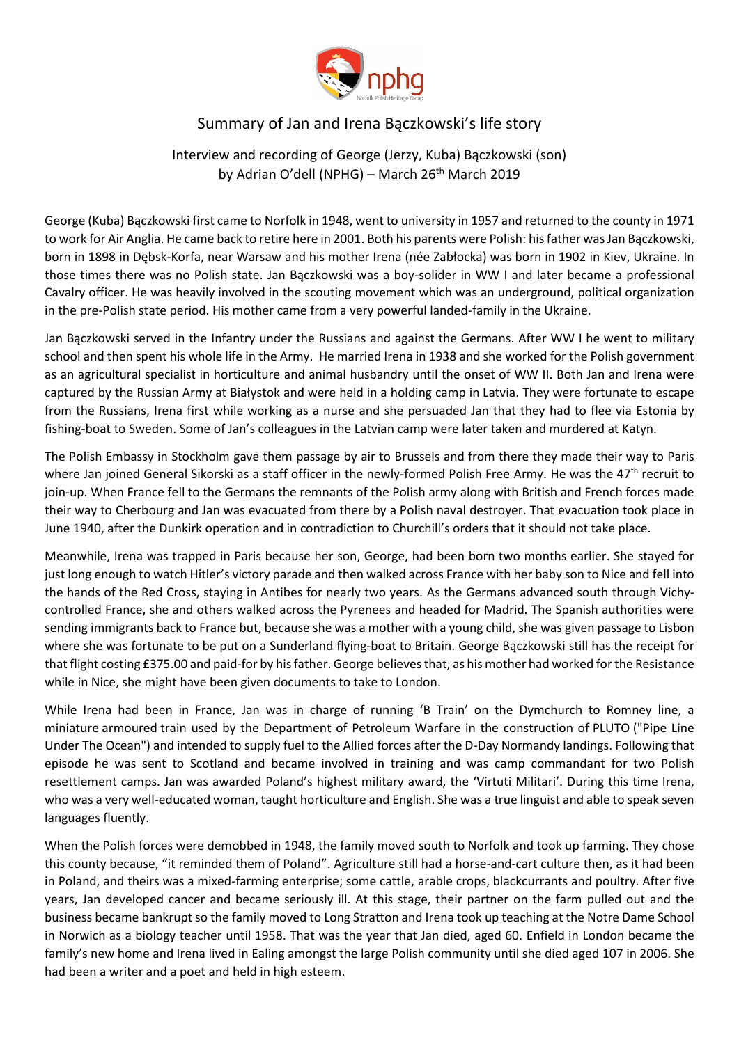# Summary of Jan and Irena Bączkowski's life story

Interview and recording of George (Jerzy, Kuba) Bączkowski (son) by Adrian O'dell (NPHG) – March 26th March 2019

George (Kuba) Bączkowski first came to Norfolk in 1948, went to university in 1957 and returned to the county in 1971 to work for Air Anglia. He came back to retire here in 2001. Both his parents were Polish: his father was Jan Bączkowski, born in 1898 in Dębsk-Korfa, near Warsaw and his mother Irena (née Zabłocka) was born in 1902 in Kiev, Ukraine. In those times there was no Polish state. Jan Bączkowski was a boy-solider in WW I and later became a professional Cavalry officer. He was heavily involved in the scouting movement which was an underground, political organization in the pre-Polish state period. His mother came from a very powerful landed-family in the Ukraine.

Jan Bączkowski served in the Infantry under the Russians and against the Germans. After WW I he went to military school and then spent his whole life in the Army. He married Irena in 1938 and she worked for the Polish government as an agricultural specialist in horticulture and animal husbandry until the onset of WW II. Both Jan and Irena were captured by the Russian Army at Białystok and were held in a holding camp in Latvia. They were fortunate to escape from the Russians, Irena first while working as a nurse and she persuaded Jan that they had to flee via Estonia by fishing-boat to Sweden. Some of Jan's colleagues in the Latvian camp were later taken and murdered at Katyn.

The Polish Embassy in Stockholm gave them passage by air to Brussels and from there they made their way to Paris where Jan joined General Sikorski as a staff officer in the newly-formed Polish Free Army. He was the 47th recruit to join-up. When France fell to the Germans the remnants of the Polish army along with British and French forces made their way to Cherbourg and Jan was evacuated from there by a Polish naval destroyer. That evacuation took place in June 1940, after the Dunkirk operation and in contradiction to Churchill's orders that it should not take place.

Meanwhile, Irena was trapped in Paris because her son, George, had been born two months earlier. She stayed for just long enough to watch Hitler's victory parade and then walked across France with her baby son to Nice and fell into the hands of the Red Cross, staying in Antibes for nearly two years. As the Germans advanced south through Vichy-controlled France, she and others walked across the Pyrenees and headed for Madrid. The Spanish authorities were sending immigrants back to France but, because she was a mother with a young child, she was given passage to Lisbon where she was fortunate to be put on a Sunderland flying-boat to Britain. George Bączkowski still has the receipt for that flight costing £375.00 and paid-for by his father. George believes that, as his mother had worked for the Resistance while in Nice, she might have been given documents to take to London.

While Irena had been in France, Jan was in charge of running 'B Train' on the Dymchurch to Romney line, a miniature armoured train used by the Department of Petroleum Warfare in the construction of PLUTO ("Pipe Line Under The Ocean") and intended to supply fuel to the Allied forces after the D-Day Normandy landings. Following that episode he was sent to Scotland and became involved in training and was camp commandant for two Polish resettlement camps. Jan was awarded Poland's highest military award, the 'Virtuti Militari'. During this time Irena, who was a very well-educated woman, taught horticulture and English. She was a true linguist and able to speak seven languages fluently.

When the Polish forces were demobbed in 1948, the family moved south to Norfolk and took up farming. They chose this county because, "it reminded them of Poland". Agriculture still had a horse-and-cart culture then, as it had been in Poland, and theirs was a mixed-farming enterprise; some cattle, arable crops, blackcurrants and poultry. After five years, Jan developed cancer and became seriously ill. At this stage, their partner on the farm pulled out and the business became bankrupt so the family moved to Long Stratton and Irena took up teaching at the Notre Dame School in Norwich as a biology teacher until 1958. That was the year that Jan died, aged 60. Enfield in London became the family's new home and Irena lived in Ealing amongst the large Polish community until she died aged 107 in 2006. She had been a writer and a poet and held in high esteem.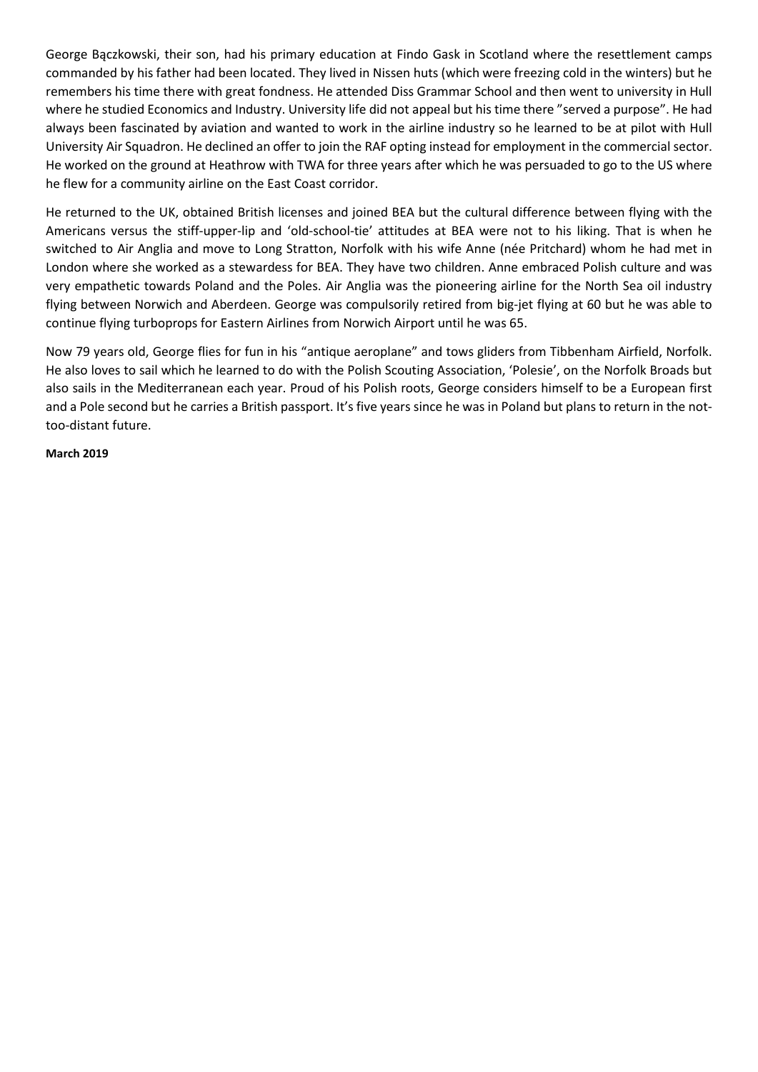George Bączkowski, their son, had his primary education at Findo Gask in Scotland where the resettlement camps commanded by his father had been located. They lived in Nissen huts (which were freezing cold in the winters) but he remembers his time there with great fondness. He attended Diss Grammar School and then went to university in Hull where he studied Economics and Industry. University life did not appeal but his time there "served a purpose". He had always been fascinated by aviation and wanted to work in the airline industry so he learned to be at pilot with Hull University Air Squadron. He declined an offer to join the RAF opting instead for employment in the commercial sector. He worked on the ground at Heathrow with TWA for three years after which he was persuaded to go to the US where he flew for a community airline on the East Coast corridor.

He returned to the UK, obtained British licenses and joined BEA but the cultural difference between flying with the Americans versus the stiff-upper-lip and 'old-school-tie' attitudes at BEA were not to his liking. That is when he switched to Air Anglia and move to Long Stratton, Norfolk with his wife Anne (née Pritchard) whom he had met in London where she worked as a stewardess for BEA. They have two children. Anne embraced Polish culture and was very empathetic towards Poland and the Poles. Air Anglia was the pioneering airline for the North Sea oil industry flying between Norwich and Aberdeen. George was compulsorily retired from big-jet flying at 60 but he was able to continue flying turboprops for Eastern Airlines from Norwich Airport until he was 65.

Now 79 years old, George flies for fun in his "antique aeroplane" and tows gliders from Tibbenham Airfield, Norfolk. He also loves to sail which he learned to do with the Polish Scouting Association, 'Polesie', on the Norfolk Broads but also sails in the Mediterranean each year. Proud of his Polish roots, George considers himself to be a European first and a Pole second but he carries a British passport. It's five years since he was in Poland but plans to return in the not-too-distant future.

**March 2019**